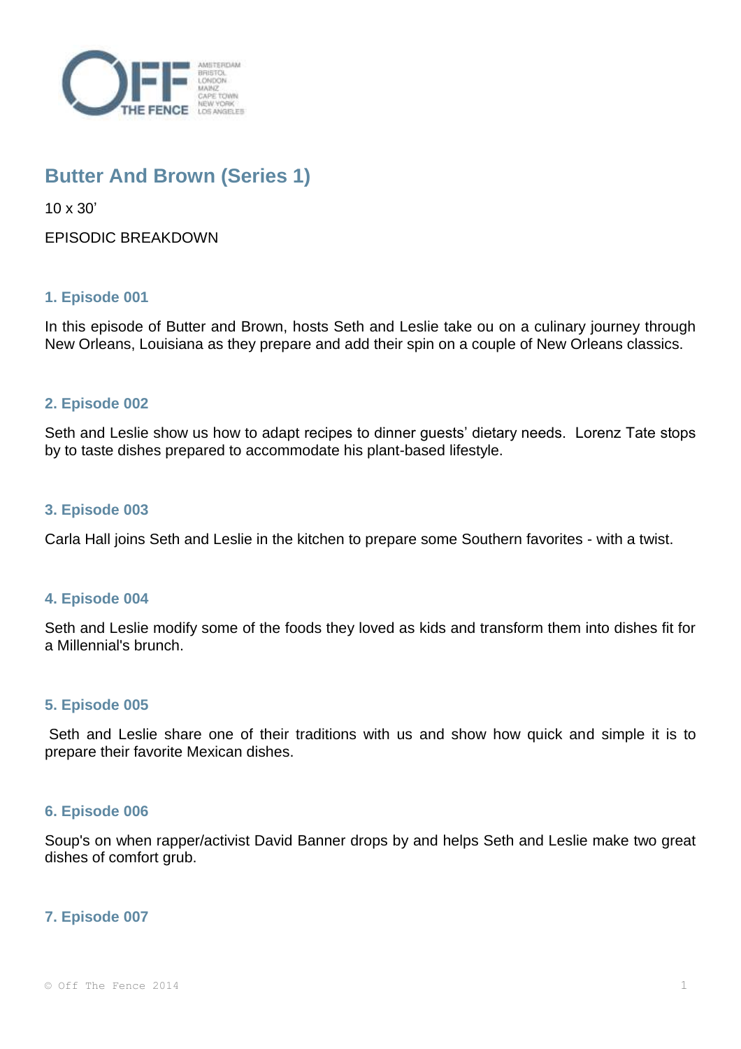# Butter And Brown (Series 1)

10 x 30'

EPISODIC BREAKDOWN

### 1. Episode 001

In this episode of Butter and Brown, hosts Seth and Leslie take ou on a culinary journey through New Orleans, Louisiana as they prepare and add their spin on a couple of New Orleans classics.

### 2. Episode 002

Seth and Leslie show us how to adapt recipes to dinner guests' dietary needs. Lorenz Tate stops by to taste dishes prepared to accommodate his plant-based lifestyle.

### 3. Episode 003

Carla Hall joins Seth and Leslie in the kitchen to prepare some Southern favorites - with a twist.

### 4. Episode 004

Seth and Leslie modify some of the foods they loved as kids and transform them into dishes fit for a Millennial's brunch.

### 5. Episode 005

Seth and Leslie share one of their traditions with us and show how quick and simple it is to prepare their favorite Mexican dishes.

### 6. Episode 006

Soup's on when rapper/activist David Banner drops by and helps Seth and Leslie make two great dishes of comfort grub.

### 7. Episode 007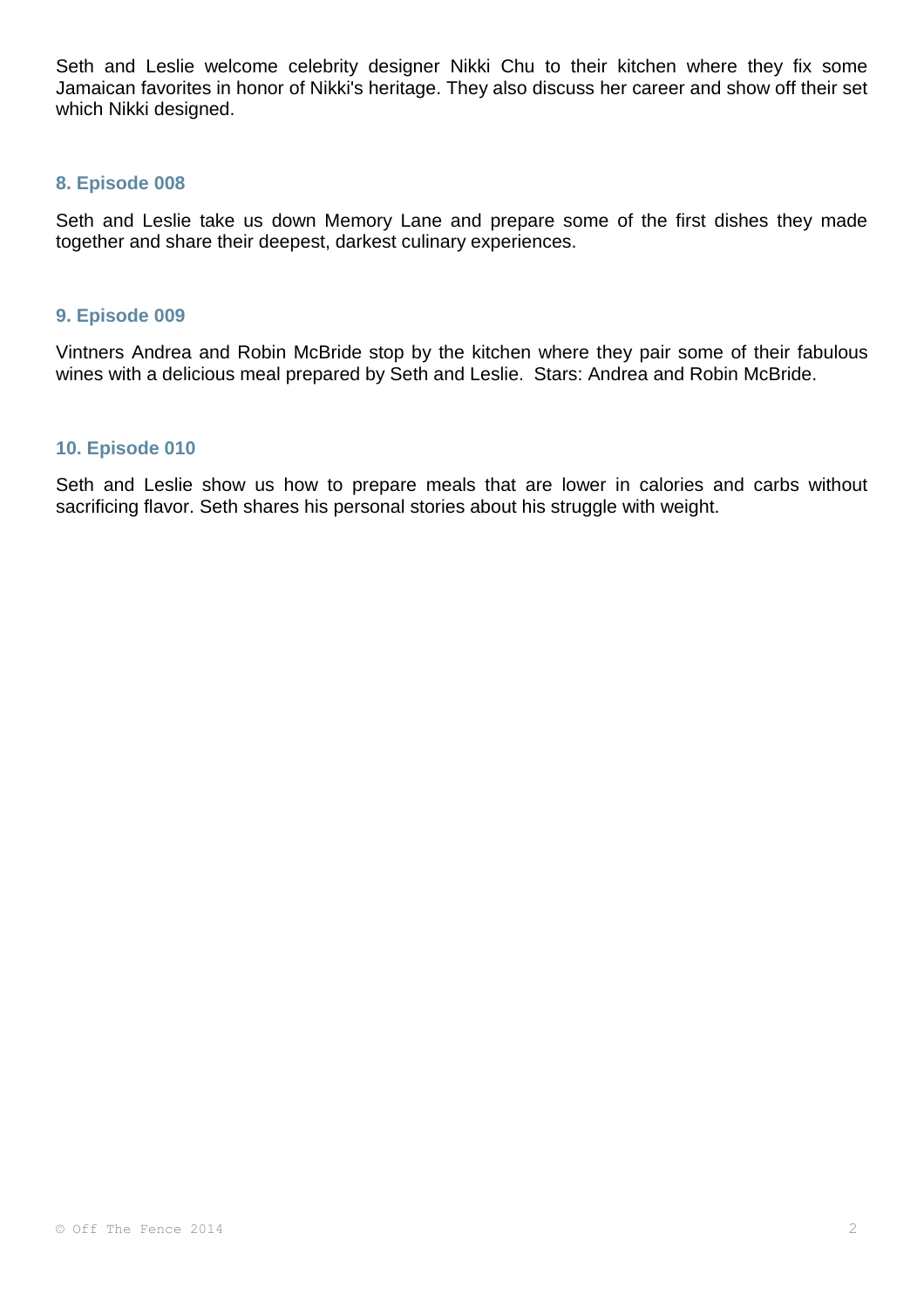Seth and Leslie welcome celebrity designer Nikki Chu to their kitchen where they fix some Jamaican favorites in honor of Nikki's heritage. They also discuss her career and show off their set which Nikki designed.

### 8. Episode 008

Seth and Leslie take us down Memory Lane and prepare some of the first dishes they made together and share their deepest, darkest culinary experiences.

### 9. Episode 009

Vintners Andrea and Robin McBride stop by the kitchen where they pair some of their fabulous wines with a delicious meal prepared by Seth and Leslie. Stars: Andrea and Robin McBride.

### 10. Episode 010

Seth and Leslie show us how to prepare meals that are lower in calories and carbs without sacrificing flavor. Seth shares his personal stories about his struggle with weight.